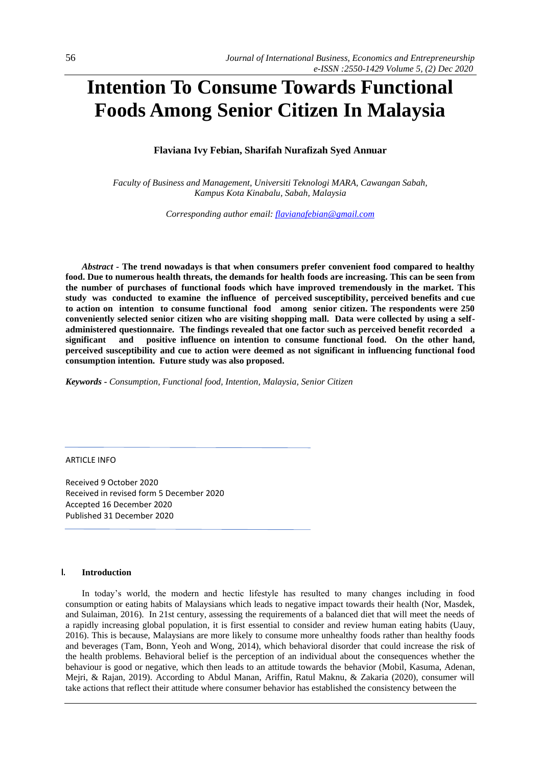# Intention To Consume Towards Functional Foods Among Senior Citizen In Malaysia

**Flaviana Ivy Febian, Sharifah Nurafizah Syed Annuar**

*Faculty of Business and Management, Universiti Teknologi MARA, Cawangan Sabah, Kampus Kota Kinabalu, Sabah, Malaysia*

*Corresponding author email: flavianafebian@gmail.com*

***Abstract*** - **The trend nowadays is that when consumers prefer convenient food compared to healthy food. Due to numerous health threats, the demands for health foods are increasing. This can be seen from the number of purchases of functional foods which have improved tremendously in the market. This study was conducted to examine the influence of perceived susceptibility, perceived benefits and cue to action on intention to consume functional food among senior citizen. The respondents were 250 conveniently selected senior citizen who are visiting shopping mall. Data were collected by using a self-administered questionnaire. The findings revealed that one factor such as perceived benefit recorded a significant and positive influence on intention to consume functional food. On the other hand, perceived susceptibility and cue to action were deemed as not significant in influencing functional food consumption intention. Future study was also proposed.**

***Keywords*** - *Consumption, Functional food, Intention, Malaysia, Senior Citizen*

ARTICLE INFO

Received 9 October 2020
Received in revised form 5 December 2020
Accepted 16 December 2020
Published 31 December 2020

## I. Introduction

In today's world, the modern and hectic lifestyle has resulted to many changes including in food consumption or eating habits of Malaysians which leads to negative impact towards their health (Nor, Masdek, and Sulaiman, 2016). In 21st century, assessing the requirements of a balanced diet that will meet the needs of a rapidly increasing global population, it is first essential to consider and review human eating habits (Uauy, 2016). This is because, Malaysians are more likely to consume more unhealthy foods rather than healthy foods and beverages (Tam, Bonn, Yeoh and Wong, 2014), which behavioral disorder that could increase the risk of the health problems. Behavioral belief is the perception of an individual about the consequences whether the behaviour is good or negative, which then leads to an attitude towards the behavior (Mobil, Kasuma, Adenan, Mejri, & Rajan, 2019). According to Abdul Manan, Ariffin, Ratul Maknu, & Zakaria (2020), consumer will take actions that reflect their attitude where consumer behavior has established the consistency between the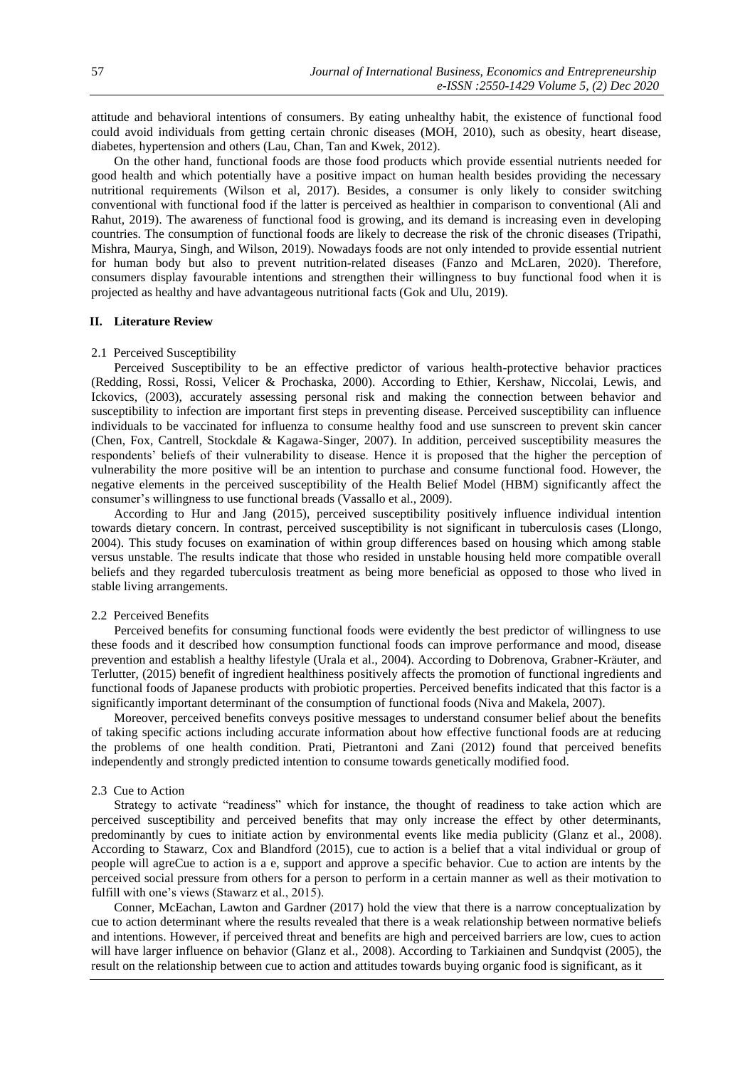attitude and behavioral intentions of consumers. By eating unhealthy habit, the existence of functional food could avoid individuals from getting certain chronic diseases (MOH, 2010), such as obesity, heart disease, diabetes, hypertension and others (Lau, Chan, Tan and Kwek, 2012).

On the other hand, functional foods are those food products which provide essential nutrients needed for good health and which potentially have a positive impact on human health besides providing the necessary nutritional requirements (Wilson et al, 2017). Besides, a consumer is only likely to consider switching conventional with functional food if the latter is perceived as healthier in comparison to conventional (Ali and Rahut, 2019). The awareness of functional food is growing, and its demand is increasing even in developing countries. The consumption of functional foods are likely to decrease the risk of the chronic diseases (Tripathi, Mishra, Maurya, Singh, and Wilson, 2019). Nowadays foods are not only intended to provide essential nutrient for human body but also to prevent nutrition-related diseases (Fanzo and McLaren, 2020). Therefore, consumers display favourable intentions and strengthen their willingness to buy functional food when it is projected as healthy and have advantageous nutritional facts (Gok and Ulu, 2019).

## II. Literature Review

### 2.1 Perceived Susceptibility

Perceived Susceptibility to be an effective predictor of various health-protective behavior practices (Redding, Rossi, Rossi, Velicer & Prochaska, 2000). According to Ethier, Kershaw, Niccolai, Lewis, and Ickovics, (2003), accurately assessing personal risk and making the connection between behavior and susceptibility to infection are important first steps in preventing disease. Perceived susceptibility can influence individuals to be vaccinated for influenza to consume healthy food and use sunscreen to prevent skin cancer (Chen, Fox, Cantrell, Stockdale & Kagawa-Singer, 2007). In addition, perceived susceptibility measures the respondents' beliefs of their vulnerability to disease. Hence it is proposed that the higher the perception of vulnerability the more positive will be an intention to purchase and consume functional food. However, the negative elements in the perceived susceptibility of the Health Belief Model (HBM) significantly affect the consumer's willingness to use functional breads (Vassallo et al., 2009).

According to Hur and Jang (2015), perceived susceptibility positively influence individual intention towards dietary concern. In contrast, perceived susceptibility is not significant in tuberculosis cases (Llongo, 2004). This study focuses on examination of within group differences based on housing which among stable versus unstable. The results indicate that those who resided in unstable housing held more compatible overall beliefs and they regarded tuberculosis treatment as being more beneficial as opposed to those who lived in stable living arrangements.

### 2.2 Perceived Benefits

Perceived benefits for consuming functional foods were evidently the best predictor of willingness to use these foods and it described how consumption functional foods can improve performance and mood, disease prevention and establish a healthy lifestyle (Urala et al., 2004). According to Dobrenova, Grabner-Kräuter, and Terlutter, (2015) benefit of ingredient healthiness positively affects the promotion of functional ingredients and functional foods of Japanese products with probiotic properties. Perceived benefits indicated that this factor is a significantly important determinant of the consumption of functional foods (Niva and Makela, 2007).

Moreover, perceived benefits conveys positive messages to understand consumer belief about the benefits of taking specific actions including accurate information about how effective functional foods are at reducing the problems of one health condition. Prati, Pietrantoni and Zani (2012) found that perceived benefits independently and strongly predicted intention to consume towards genetically modified food.

### 2.3 Cue to Action

Strategy to activate "readiness" which for instance, the thought of readiness to take action which are perceived susceptibility and perceived benefits that may only increase the effect by other determinants, predominantly by cues to initiate action by environmental events like media publicity (Glanz et al., 2008). According to Stawarz, Cox and Blandford (2015), cue to action is a belief that a vital individual or group of people will agreCue to action is a e, support and approve a specific behavior. Cue to action are intents by the perceived social pressure from others for a person to perform in a certain manner as well as their motivation to fulfill with one's views (Stawarz et al., 2015).

Conner, McEachan, Lawton and Gardner (2017) hold the view that there is a narrow conceptualization by cue to action determinant where the results revealed that there is a weak relationship between normative beliefs and intentions. However, if perceived threat and benefits are high and perceived barriers are low, cues to action will have larger influence on behavior (Glanz et al., 2008). According to Tarkiainen and Sundqvist (2005), the result on the relationship between cue to action and attitudes towards buying organic food is significant, as it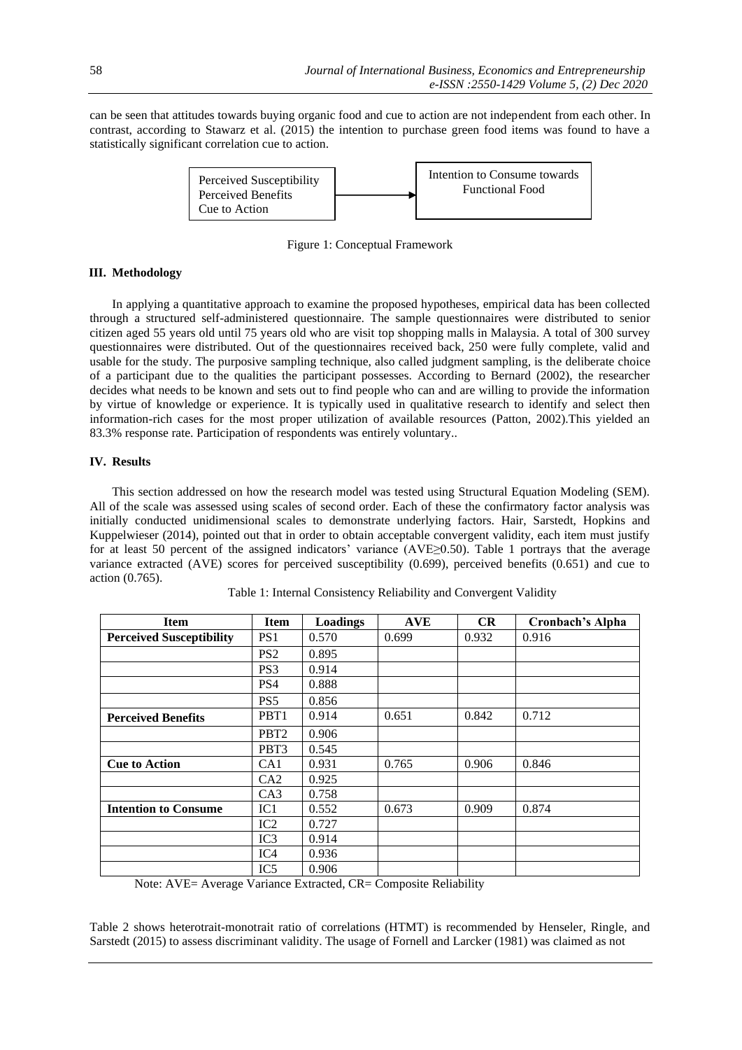can be seen that attitudes towards buying organic food and cue to action are not independent from each other. In contrast, according to Stawarz et al. (2015) the intention to purchase green food items was found to have a statistically significant correlation cue to action.

| Perceived Susceptibility<br>Perceived Benefits<br>Cue to Action | → | Intention to Consume towards Functional Food |
|---|---|---|

Figure 1: Conceptual Framework

## III. Methodology

In applying a quantitative approach to examine the proposed hypotheses, empirical data has been collected through a structured self-administered questionnaire. The sample questionnaires were distributed to senior citizen aged 55 years old until 75 years old who are visit top shopping malls in Malaysia. A total of 300 survey questionnaires were distributed. Out of the questionnaires received back, 250 were fully complete, valid and usable for the study. The purposive sampling technique, also called judgment sampling, is the deliberate choice of a participant due to the qualities the participant possesses. According to Bernard (2002), the researcher decides what needs to be known and sets out to find people who can and are willing to provide the information by virtue of knowledge or experience. It is typically used in qualitative research to identify and select then information-rich cases for the most proper utilization of available resources (Patton, 2002).This yielded an 83.3% response rate. Participation of respondents was entirely voluntary..

## IV. Results

This section addressed on how the research model was tested using Structural Equation Modeling (SEM). All of the scale was assessed using scales of second order. Each of these the confirmatory factor analysis was initially conducted unidimensional scales to demonstrate underlying factors. Hair, Sarstedt, Hopkins and Kuppelwieser (2014), pointed out that in order to obtain acceptable convergent validity, each item must justify for at least 50 percent of the assigned indicators' variance (AVE≥0.50). Table 1 portrays that the average variance extracted (AVE) scores for perceived susceptibility (0.699), perceived benefits (0.651) and cue to action (0.765).

Table 1: Internal Consistency Reliability and Convergent Validity

| Item | Item | Loadings | AVE | CR | Cronbach's Alpha |
|---|---|---|---|---|---|
| **Perceived Susceptibility** | PS1 | 0.570 | 0.699 | 0.932 | 0.916 |
| | PS2 | 0.895 | | | |
| | PS3 | 0.914 | | | |
| | PS4 | 0.888 | | | |
| | PS5 | 0.856 | | | |
| **Perceived Benefits** | PBT1 | 0.914 | 0.651 | 0.842 | 0.712 |
| | PBT2 | 0.906 | | | |
| | PBT3 | 0.545 | | | |
| **Cue to Action** | CA1 | 0.931 | 0.765 | 0.906 | 0.846 |
| | CA2 | 0.925 | | | |
| | CA3 | 0.758 | | | |
| **Intention to Consume** | IC1 | 0.552 | 0.673 | 0.909 | 0.874 |
| | IC2 | 0.727 | | | |
| | IC3 | 0.914 | | | |
| | IC4 | 0.936 | | | |
| | IC5 | 0.906 | | | |

Note: AVE= Average Variance Extracted, CR= Composite Reliability

Table 2 shows heterotrait-monotrait ratio of correlations (HTMT) is recommended by Henseler, Ringle, and Sarstedt (2015) to assess discriminant validity. The usage of Fornell and Larcker (1981) was claimed as not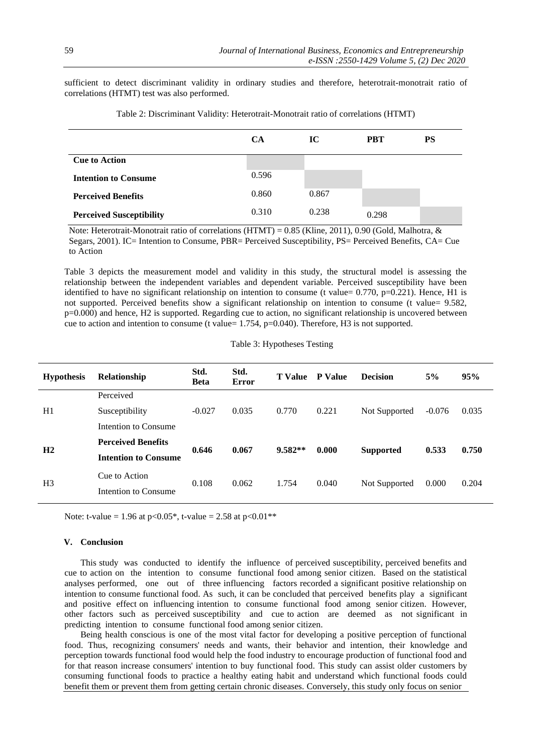sufficient to detect discriminant validity in ordinary studies and therefore, heterotrait-monotrait ratio of correlations (HTMT) test was also performed.

Table 2: Discriminant Validity: Heterotrait-Monotrait ratio of correlations (HTMT)

| | CA | IC | PBT | PS |
|---|---|---|---|---|
| **Cue to Action** | | | | |
| **Intention to Consume** | 0.596 | | | |
| **Perceived Benefits** | 0.860 | 0.867 | | |
| **Perceived Susceptibility** | 0.310 | 0.238 | 0.298 | |

Note: Heterotrait-Monotrait ratio of correlations (HTMT) = 0.85 (Kline, 2011), 0.90 (Gold, Malhotra, & Segars, 2001). IC= Intention to Consume, PBR= Perceived Susceptibility, PS= Perceived Benefits, CA= Cue to Action

Table 3 depicts the measurement model and validity in this study, the structural model is assessing the relationship between the independent variables and dependent variable. Perceived susceptibility have been identified to have no significant relationship on intention to consume (t value= 0.770, p=0.221). Hence, H1 is not supported. Perceived benefits show a significant relationship on intention to consume (t value= 9.582, p=0.000) and hence, H2 is supported. Regarding cue to action, no significant relationship is uncovered between cue to action and intention to consume (t value= 1.754, p=0.040). Therefore, H3 is not supported.

Table 3: Hypotheses Testing

| Hypothesis | Relationship | Std. Beta | Std. Error | T Value | P Value | Decision | 5% | 95% |
|---|---|---|---|---|---|---|---|---|
| H1 | Perceived Susceptibility Intention to Consume | -0.027 | 0.035 | 0.770 | 0.221 | Not Supported | -0.076 | 0.035 |
| **H2** | **Perceived Benefits Intention to Consume** | **0.646** | **0.067** | **9.582**** | **0.000** | **Supported** | **0.533** | **0.750** |
| H3 | Cue to Action Intention to Consume | 0.108 | 0.062 | 1.754 | 0.040 | Not Supported | 0.000 | 0.204 |

Note: t-value = 1.96 at p<0.05*, t-value = 2.58 at p<0.01**

### V. Conclusion

This study was conducted to identify the influence of perceived susceptibility, perceived benefits and cue to action on the intention to consume functional food among senior citizen. Based on the statistical analyses performed, one out of three influencing factors recorded a significant positive relationship on intention to consume functional food. As such, it can be concluded that perceived benefits play a significant and positive effect on influencing intention to consume functional food among senior citizen. However, other factors such as perceived susceptibility and cue to action are deemed as not significant in predicting intention to consume functional food among senior citizen.

Being health conscious is one of the most vital factor for developing a positive perception of functional food. Thus, recognizing consumers' needs and wants, their behavior and intention, their knowledge and perception towards functional food would help the food industry to encourage production of functional food and for that reason increase consumers' intention to buy functional food. This study can assist older customers by consuming functional foods to practice a healthy eating habit and understand which functional foods could benefit them or prevent them from getting certain chronic diseases. Conversely, this study only focus on senior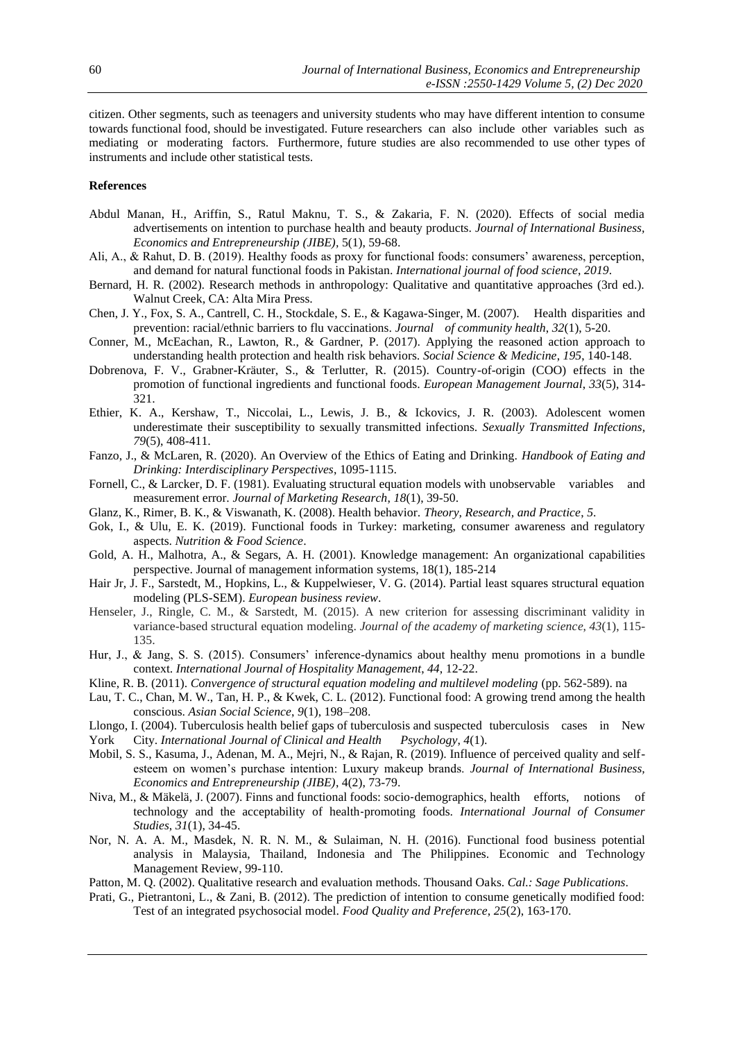citizen. Other segments, such as teenagers and university students who may have different intention to consume towards functional food, should be investigated. Future researchers can also include other variables such as mediating or moderating factors. Furthermore, future studies are also recommended to use other types of instruments and include other statistical tests.

**References**

Abdul Manan, H., Ariffin, S., Ratul Maknu, T. S., & Zakaria, F. N. (2020). Effects of social media advertisements on intention to purchase health and beauty products. *Journal of International Business, Economics and Entrepreneurship (JIBE),* 5(1), 59-68.

Ali, A., & Rahut, D. B. (2019). Healthy foods as proxy for functional foods: consumers' awareness, perception, and demand for natural functional foods in Pakistan. *International journal of food science*, *2019*.

Bernard, H. R. (2002). Research methods in anthropology: Qualitative and quantitative approaches (3rd ed.). Walnut Creek, CA: Alta Mira Press.

Chen, J. Y., Fox, S. A., Cantrell, C. H., Stockdale, S. E., & Kagawa-Singer, M. (2007). Health disparities and prevention: racial/ethnic barriers to flu vaccinations. *Journal of community health*, *32*(1), 5-20.

Conner, M., McEachan, R., Lawton, R., & Gardner, P. (2017). Applying the reasoned action approach to understanding health protection and health risk behaviors. *Social Science & Medicine*, *195*, 140-148.

Dobrenova, F. V., Grabner-Kräuter, S., & Terlutter, R. (2015). Country-of-origin (COO) effects in the promotion of functional ingredients and functional foods. *European Management Journal*, *33*(5), 314-321.

Ethier, K. A., Kershaw, T., Niccolai, L., Lewis, J. B., & Ickovics, J. R. (2003). Adolescent women underestimate their susceptibility to sexually transmitted infections. *Sexually Transmitted Infections*, *79*(5), 408-411.

Fanzo, J., & McLaren, R. (2020). An Overview of the Ethics of Eating and Drinking. *Handbook of Eating and Drinking: Interdisciplinary Perspectives*, 1095-1115.

Fornell, C., & Larcker, D. F. (1981). Evaluating structural equation models with unobservable variables and measurement error. *Journal of Marketing Research*, *18*(1), 39-50.

Glanz, K., Rimer, B. K., & Viswanath, K. (2008). Health behavior. *Theory, Research, and Practice*, *5*.

Gok, I., & Ulu, E. K. (2019). Functional foods in Turkey: marketing, consumer awareness and regulatory aspects. *Nutrition & Food Science*.

Gold, A. H., Malhotra, A., & Segars, A. H. (2001). Knowledge management: An organizational capabilities perspective. Journal of management information systems, 18(1), 185-214

Hair Jr, J. F., Sarstedt, M., Hopkins, L., & Kuppelwieser, V. G. (2014). Partial least squares structural equation modeling (PLS-SEM). *European business review*.

Henseler, J., Ringle, C. M., & Sarstedt, M. (2015). A new criterion for assessing discriminant validity in variance-based structural equation modeling. *Journal of the academy of marketing science*, *43*(1), 115-135.

Hur, J., & Jang, S. S. (2015). Consumers' inference-dynamics about healthy menu promotions in a bundle context. *International Journal of Hospitality Management*, *44*, 12-22.

Kline, R. B. (2011). *Convergence of structural equation modeling and multilevel modeling* (pp. 562-589). na

Lau, T. C., Chan, M. W., Tan, H. P., & Kwek, C. L. (2012). Functional food: A growing trend among the health conscious. *Asian Social Science*, *9*(1), 198–208.

Llongo, I. (2004). Tuberculosis health belief gaps of tuberculosis and suspected tuberculosis cases in New York City. *International Journal of Clinical and Health Psychology*, *4*(1).

Mobil, S. S., Kasuma, J., Adenan, M. A., Mejri, N., & Rajan, R. (2019). Influence of perceived quality and self-esteem on women's purchase intention: Luxury makeup brands. *Journal of International Business, Economics and Entrepreneurship (JIBE)*, 4(2), 73-79.

Niva, M., & Mäkelä, J. (2007). Finns and functional foods: socio‐demographics, health efforts, notions of technology and the acceptability of health‐promoting foods. *International Journal of Consumer Studies*, *31*(1), 34-45.

Nor, N. A. A. M., Masdek, N. R. N. M., & Sulaiman, N. H. (2016). Functional food business potential analysis in Malaysia, Thailand, Indonesia and The Philippines. Economic and Technology Management Review, 99-110.

Patton, M. Q. (2002). Qualitative research and evaluation methods. Thousand Oaks. *Cal.: Sage Publications*.

Prati, G., Pietrantoni, L., & Zani, B. (2012). The prediction of intention to consume genetically modified food: Test of an integrated psychosocial model. *Food Quality and Preference*, *25*(2), 163-170.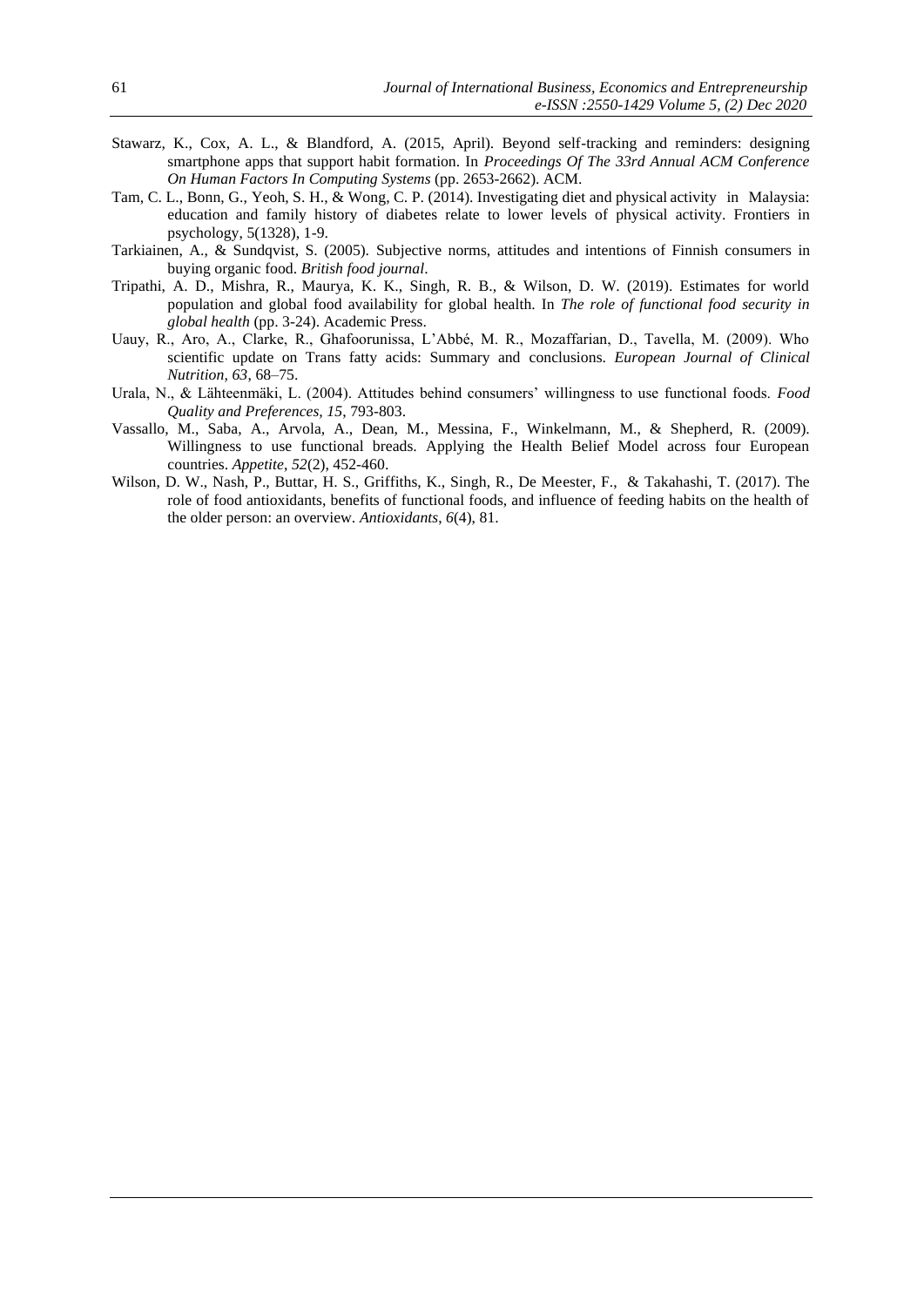Stawarz, K., Cox, A. L., & Blandford, A. (2015, April). Beyond self-tracking and reminders: designing smartphone apps that support habit formation. In *Proceedings Of The 33rd Annual ACM Conference On Human Factors In Computing Systems* (pp. 2653-2662). ACM.

Tam, C. L., Bonn, G., Yeoh, S. H., & Wong, C. P. (2014). Investigating diet and physical activity in Malaysia: education and family history of diabetes relate to lower levels of physical activity. Frontiers in psychology, 5(1328), 1-9.

Tarkiainen, A., & Sundqvist, S. (2005). Subjective norms, attitudes and intentions of Finnish consumers in buying organic food. *British food journal*.

Tripathi, A. D., Mishra, R., Maurya, K. K., Singh, R. B., & Wilson, D. W. (2019). Estimates for world population and global food availability for global health. In *The role of functional food security in global health* (pp. 3-24). Academic Press.

Uauy, R., Aro, A., Clarke, R., Ghafoorunissa, L'Abbé, M. R., Mozaffarian, D., Tavella, M. (2009). Who scientific update on Trans fatty acids: Summary and conclusions. *European Journal of Clinical Nutrition, 63*, 68–75.

Urala, N., & Lähteenmäki, L. (2004). Attitudes behind consumers' willingness to use functional foods. *Food Quality and Preferences, 15*, 793-803.

Vassallo, M., Saba, A., Arvola, A., Dean, M., Messina, F., Winkelmann, M., & Shepherd, R. (2009). Willingness to use functional breads. Applying the Health Belief Model across four European countries. *Appetite*, *52*(2), 452-460.

Wilson, D. W., Nash, P., Buttar, H. S., Griffiths, K., Singh, R., De Meester, F., & Takahashi, T. (2017). The role of food antioxidants, benefits of functional foods, and influence of feeding habits on the health of the older person: an overview. *Antioxidants*, *6*(4), 81.